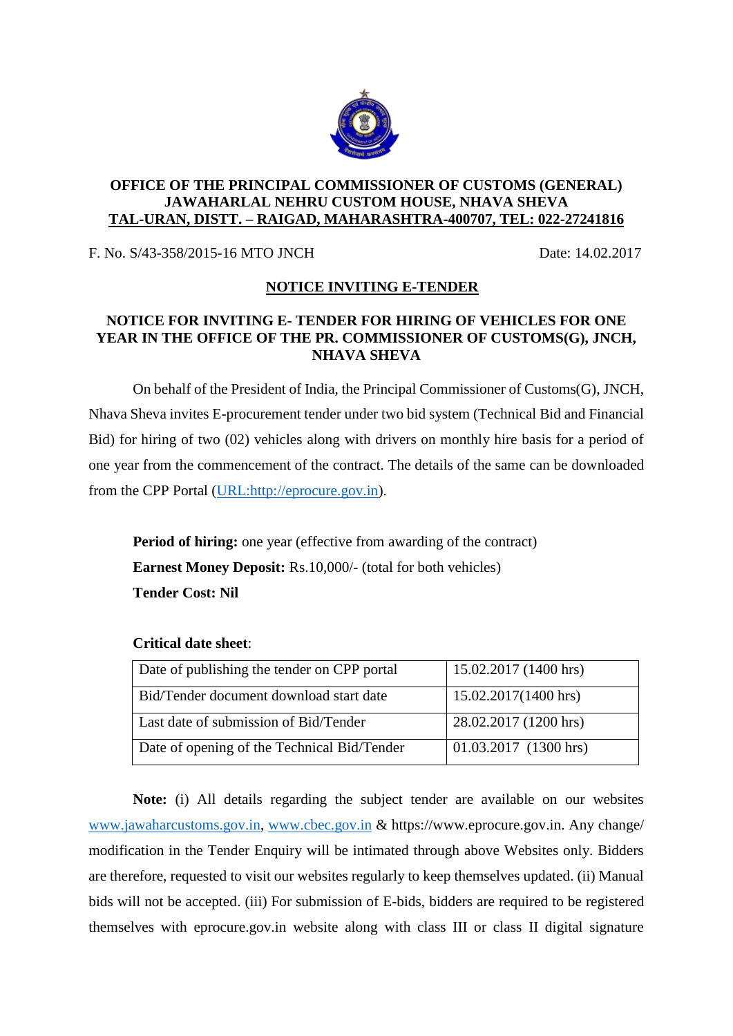**OFFICE OF THE PRINCIPAL COMMISSIONER OF CUSTOMS (GENERAL)**
**JAWAHARLAL NEHRU CUSTOM HOUSE, NHAVA SHEVA**
**TAL-URAN, DISTT. – RAIGAD, MAHARASHTRA-400707, TEL: 022-27241816**

F. No. S/43-358/2015-16 MTO JNCH Date: 14.02.2017

## NOTICE INVITING E-TENDER

### NOTICE FOR INVITING E- TENDER FOR HIRING OF VEHICLES FOR ONE YEAR IN THE OFFICE OF THE PR. COMMISSIONER OF CUSTOMS(G), JNCH, NHAVA SHEVA

On behalf of the President of India, the Principal Commissioner of Customs(G), JNCH, Nhava Sheva invites E-procurement tender under two bid system (Technical Bid and Financial Bid) for hiring of two (02) vehicles along with drivers on monthly hire basis for a period of one year from the commencement of the contract. The details of the same can be downloaded from the CPP Portal (URL:http://eprocure.gov.in).

**Period of hiring:** one year (effective from awarding of the contract)
**Earnest Money Deposit:** Rs.10,000/- (total for both vehicles)
**Tender Cost: Nil**

**Critical date sheet**:

| Date of publishing the tender on CPP portal | 15.02.2017 (1400 hrs) |
|---|---|
| Bid/Tender document download start date | 15.02.2017(1400 hrs) |
| Last date of submission of Bid/Tender | 28.02.2017 (1200 hrs) |
| Date of opening of the Technical Bid/Tender | 01.03.2017 (1300 hrs) |

**Note:** (i) All details regarding the subject tender are available on our websites www.jawaharcustoms.gov.in, www.cbec.gov.in & https://www.eprocure.gov.in. Any change/ modification in the Tender Enquiry will be intimated through above Websites only. Bidders are therefore, requested to visit our websites regularly to keep themselves updated. (ii) Manual bids will not be accepted. (iii) For submission of E-bids, bidders are required to be registered themselves with eprocure.gov.in website along with class III or class II digital signature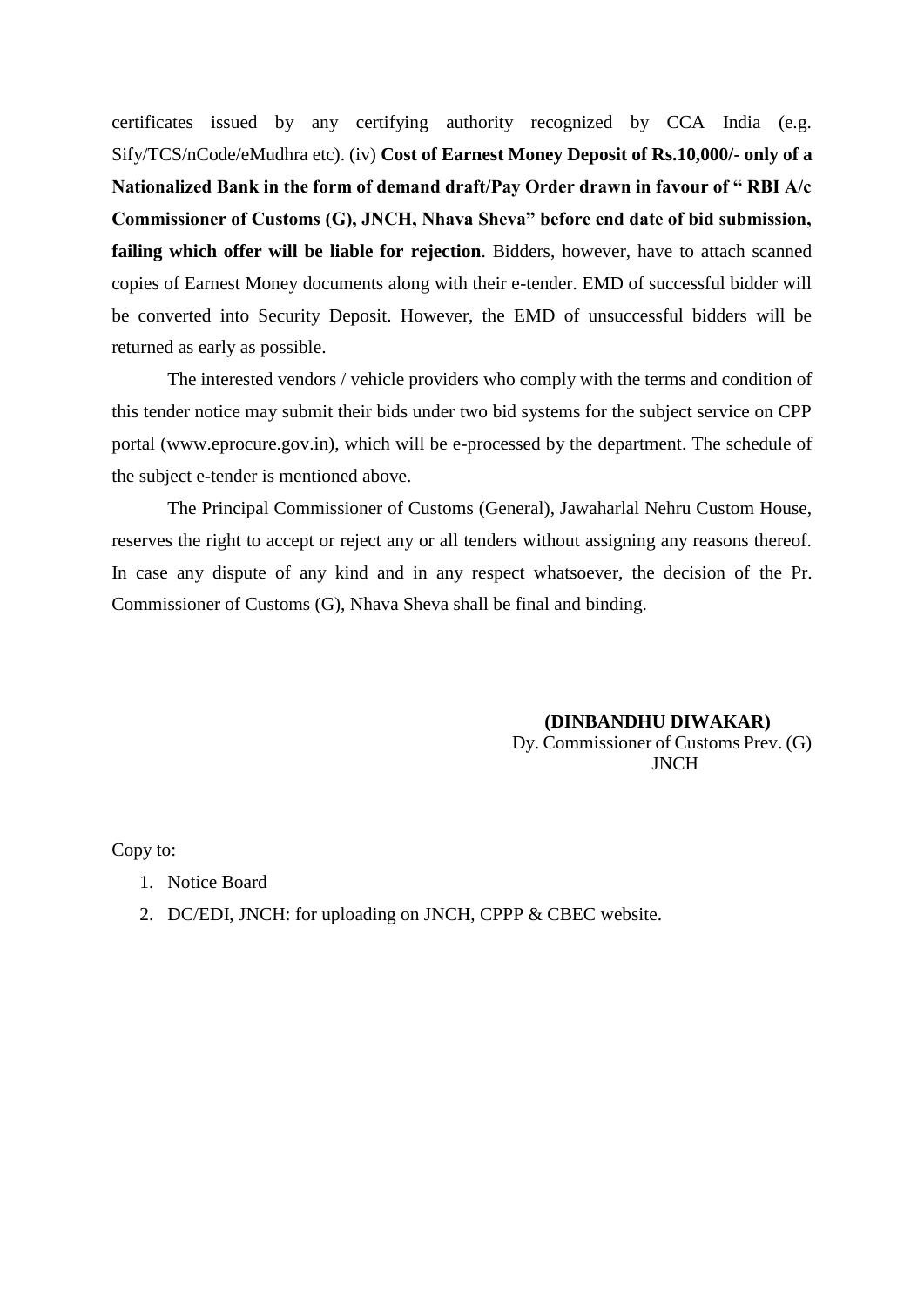certificates issued by any certifying authority recognized by CCA India (e.g. Sify/TCS/nCode/eMudhra etc). (iv) **Cost of Earnest Money Deposit of Rs.10,000/- only of a Nationalized Bank in the form of demand draft/Pay Order drawn in favour of " RBI A/c Commissioner of Customs (G), JNCH, Nhava Sheva" before end date of bid submission, failing which offer will be liable for rejection**. Bidders, however, have to attach scanned copies of Earnest Money documents along with their e-tender. EMD of successful bidder will be converted into Security Deposit. However, the EMD of unsuccessful bidders will be returned as early as possible.

The interested vendors / vehicle providers who comply with the terms and condition of this tender notice may submit their bids under two bid systems for the subject service on CPP portal (www.eprocure.gov.in), which will be e-processed by the department. The schedule of the subject e-tender is mentioned above.

The Principal Commissioner of Customs (General), Jawaharlal Nehru Custom House, reserves the right to accept or reject any or all tenders without assigning any reasons thereof. In case any dispute of any kind and in any respect whatsoever, the decision of the Pr. Commissioner of Customs (G), Nhava Sheva shall be final and binding.

**(DINBANDHU DIWAKAR)**
Dy. Commissioner of Customs Prev. (G)
JNCH

Copy to:

1. Notice Board
2. DC/EDI, JNCH: for uploading on JNCH, CPPP & CBEC website.